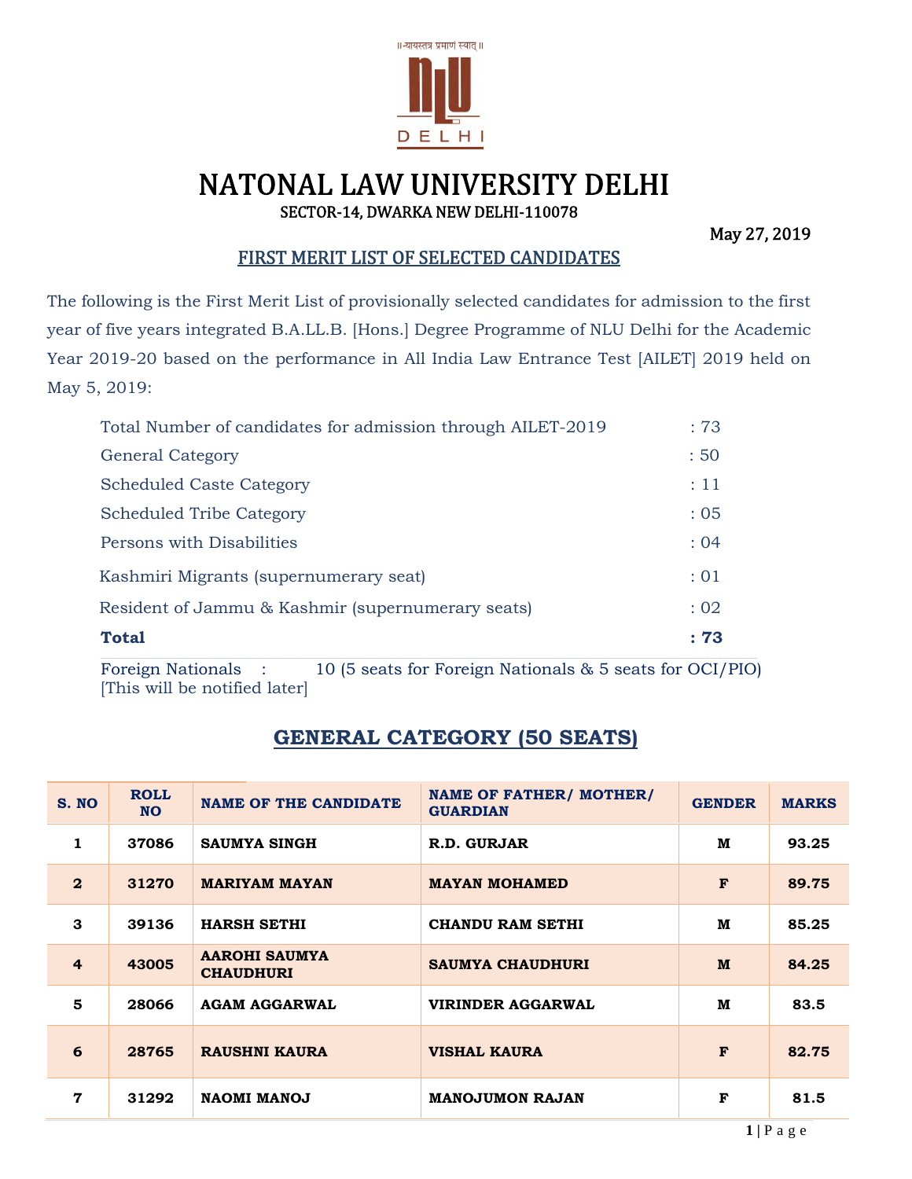॥न्यायस्तत्र प्रमाणं स्यात्॥

NLU DELHI

# NATONAL LAW UNIVERSITY DELHI

SECTOR-14, DWARKA NEW DELHI-110078

May 27, 2019

## FIRST MERIT LIST OF SELECTED CANDIDATES

The following is the First Merit List of provisionally selected candidates for admission to the first year of five years integrated B.A.LL.B. [Hons.] Degree Programme of NLU Delhi for the Academic Year 2019-20 based on the performance in All India Law Entrance Test [AILET] 2019 held on May 5, 2019:

| | |
|---|---|
| Total Number of candidates for admission through AILET-2019 | : 73 |
| General Category | : 50 |
| Scheduled Caste Category | : 11 |
| Scheduled Tribe Category | : 05 |
| Persons with Disabilities | : 04 |
| Kashmiri Migrants (supernumerary seat) | : 01 |
| Resident of Jammu & Kashmir (supernumerary seats) | : 02 |
| **Total** | **: 73** |

Foreign Nationals : 10 (5 seats for Foreign Nationals & 5 seats for OCI/PIO) [This will be notified later]

## GENERAL CATEGORY (50 SEATS)

| S. NO | ROLL NO | NAME OF THE CANDIDATE | NAME OF FATHER/ MOTHER/ GUARDIAN | GENDER | MARKS |
|---|---|---|---|---|---|
| 1 | 37086 | SAUMYA SINGH | R.D. GURJAR | M | 93.25 |
| 2 | 31270 | MARIYAM MAYAN | MAYAN MOHAMED | F | 89.75 |
| 3 | 39136 | HARSH SETHI | CHANDU RAM SETHI | M | 85.25 |
| 4 | 43005 | AAROHI SAUMYA CHAUDHURI | SAUMYA CHAUDHURI | M | 84.25 |
| 5 | 28066 | AGAM AGGARWAL | VIRINDER AGGARWAL | M | 83.5 |
| 6 | 28765 | RAUSHNI KAURA | VISHAL KAURA | F | 82.75 |
| 7 | 31292 | NAOMI MANOJ | MANOJUMON RAJAN | F | 81.5 |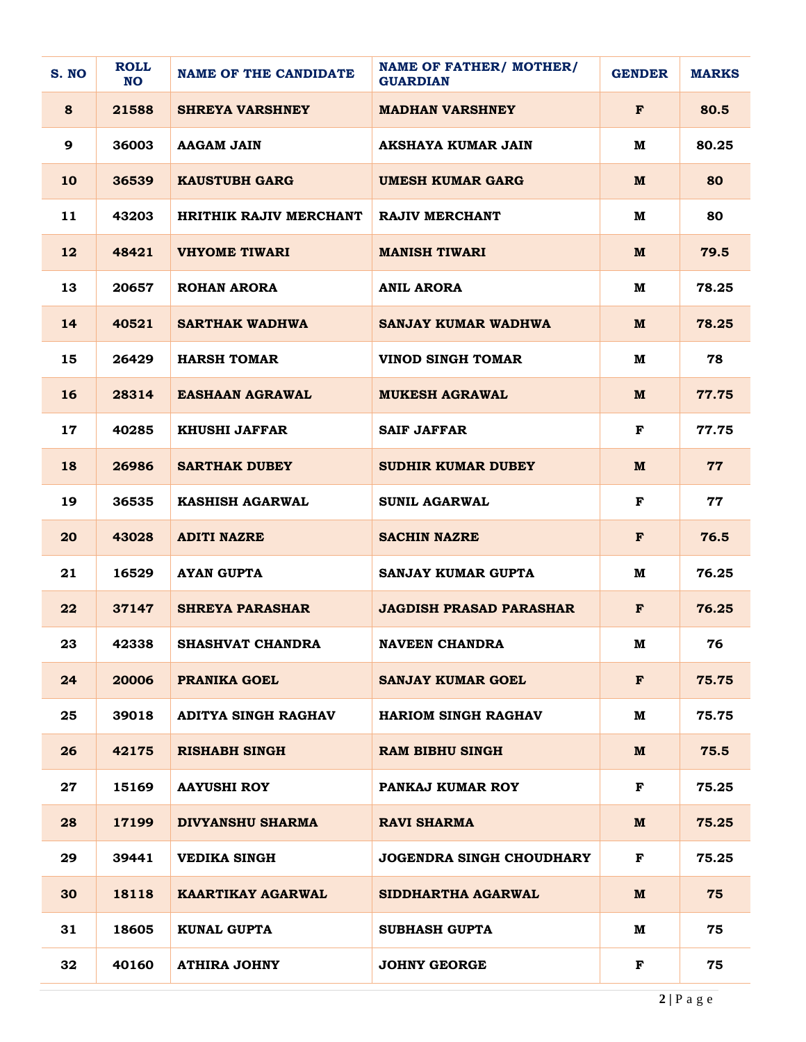| S. NO | ROLL NO | NAME OF THE CANDIDATE | NAME OF FATHER/ MOTHER/ GUARDIAN | GENDER | MARKS |
|---|---|---|---|---|---|
| 8 | 21588 | SHREYA VARSHNEY | MADHAN VARSHNEY | F | 80.5 |
| 9 | 36003 | AAGAM JAIN | AKSHAYA KUMAR JAIN | M | 80.25 |
| 10 | 36539 | KAUSTUBH GARG | UMESH KUMAR GARG | M | 80 |
| 11 | 43203 | HRITHIK RAJIV MERCHANT | RAJIV MERCHANT | M | 80 |
| 12 | 48421 | VHYOME TIWARI | MANISH TIWARI | M | 79.5 |
| 13 | 20657 | ROHAN ARORA | ANIL ARORA | M | 78.25 |
| 14 | 40521 | SARTHAK WADHWA | SANJAY KUMAR WADHWA | M | 78.25 |
| 15 | 26429 | HARSH TOMAR | VINOD SINGH TOMAR | M | 78 |
| 16 | 28314 | EASHAAN AGRAWAL | MUKESH AGRAWAL | M | 77.75 |
| 17 | 40285 | KHUSHI JAFFAR | SAIF JAFFAR | F | 77.75 |
| 18 | 26986 | SARTHAK DUBEY | SUDHIR KUMAR DUBEY | M | 77 |
| 19 | 36535 | KASHISH AGARWAL | SUNIL AGARWAL | F | 77 |
| 20 | 43028 | ADITI NAZRE | SACHIN NAZRE | F | 76.5 |
| 21 | 16529 | AYAN GUPTA | SANJAY KUMAR GUPTA | M | 76.25 |
| 22 | 37147 | SHREYA PARASHAR | JAGDISH PRASAD PARASHAR | F | 76.25 |
| 23 | 42338 | SHASHVAT CHANDRA | NAVEEN CHANDRA | M | 76 |
| 24 | 20006 | PRANIKA GOEL | SANJAY KUMAR GOEL | F | 75.75 |
| 25 | 39018 | ADITYA SINGH RAGHAV | HARIOM SINGH RAGHAV | M | 75.75 |
| 26 | 42175 | RISHABH SINGH | RAM BIBHU SINGH | M | 75.5 |
| 27 | 15169 | AAYUSHI ROY | PANKAJ KUMAR ROY | F | 75.25 |
| 28 | 17199 | DIVYANSHU SHARMA | RAVI SHARMA | M | 75.25 |
| 29 | 39441 | VEDIKA SINGH | JOGENDRA SINGH CHOUDHARY | F | 75.25 |
| 30 | 18118 | KAARTIKAY AGARWAL | SIDDHARTHA AGARWAL | M | 75 |
| 31 | 18605 | KUNAL GUPTA | SUBHASH GUPTA | M | 75 |
| 32 | 40160 | ATHIRA JOHNY | JOHNY GEORGE | F | 75 |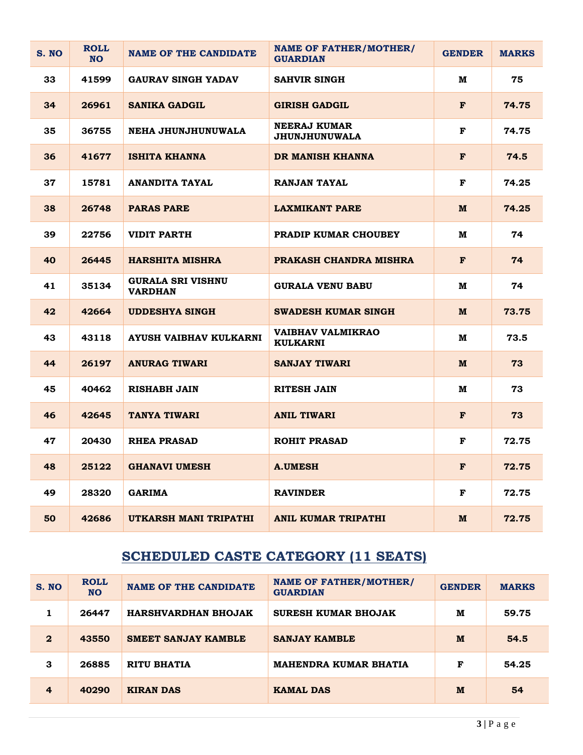| S. NO | ROLL NO | NAME OF THE CANDIDATE | NAME OF FATHER/MOTHER/ GUARDIAN | GENDER | MARKS |
|---|---|---|---|---|---|
| 33 | 41599 | GAURAV SINGH YADAV | SAHVIR SINGH | M | 75 |
| 34 | 26961 | SANIKA GADGIL | GIRISH GADGIL | F | 74.75 |
| 35 | 36755 | NEHA JHUNJHUNUWALA | NEERAJ KUMAR JHUNJHUNUWALA | F | 74.75 |
| 36 | 41677 | ISHITA KHANNA | DR MANISH KHANNA | F | 74.5 |
| 37 | 15781 | ANANDITA TAYAL | RANJAN TAYAL | F | 74.25 |
| 38 | 26748 | PARAS PARE | LAXMIKANT PARE | M | 74.25 |
| 39 | 22756 | VIDIT PARTH | PRADIP KUMAR CHOUBEY | M | 74 |
| 40 | 26445 | HARSHITA MISHRA | PRAKASH CHANDRA MISHRA | F | 74 |
| 41 | 35134 | GURALA SRI VISHNU VARDHAN | GURALA VENU BABU | M | 74 |
| 42 | 42664 | UDDESHYA SINGH | SWADESH KUMAR SINGH | M | 73.75 |
| 43 | 43118 | AYUSH VAIBHAV KULKARNI | VAIBHAV VALMIKRAO KULKARNI | M | 73.5 |
| 44 | 26197 | ANURAG TIWARI | SANJAY TIWARI | M | 73 |
| 45 | 40462 | RISHABH JAIN | RITESH JAIN | M | 73 |
| 46 | 42645 | TANYA TIWARI | ANIL TIWARI | F | 73 |
| 47 | 20430 | RHEA PRASAD | ROHIT PRASAD | F | 72.75 |
| 48 | 25122 | GHANAVI UMESH | A.UMESH | F | 72.75 |
| 49 | 28320 | GARIMA | RAVINDER | F | 72.75 |
| 50 | 42686 | UTKARSH MANI TRIPATHI | ANIL KUMAR TRIPATHI | M | 72.75 |

## SCHEDULED CASTE CATEGORY (11 SEATS)

| S. NO | ROLL NO | NAME OF THE CANDIDATE | NAME OF FATHER/MOTHER/ GUARDIAN | GENDER | MARKS |
|---|---|---|---|---|---|
| 1 | 26447 | HARSHVARDHAN BHOJAK | SURESH KUMAR BHOJAK | M | 59.75 |
| 2 | 43550 | SMEET SANJAY KAMBLE | SANJAY KAMBLE | M | 54.5 |
| 3 | 26885 | RITU BHATIA | MAHENDRA KUMAR BHATIA | F | 54.25 |
| 4 | 40290 | KIRAN DAS | KAMAL DAS | M | 54 |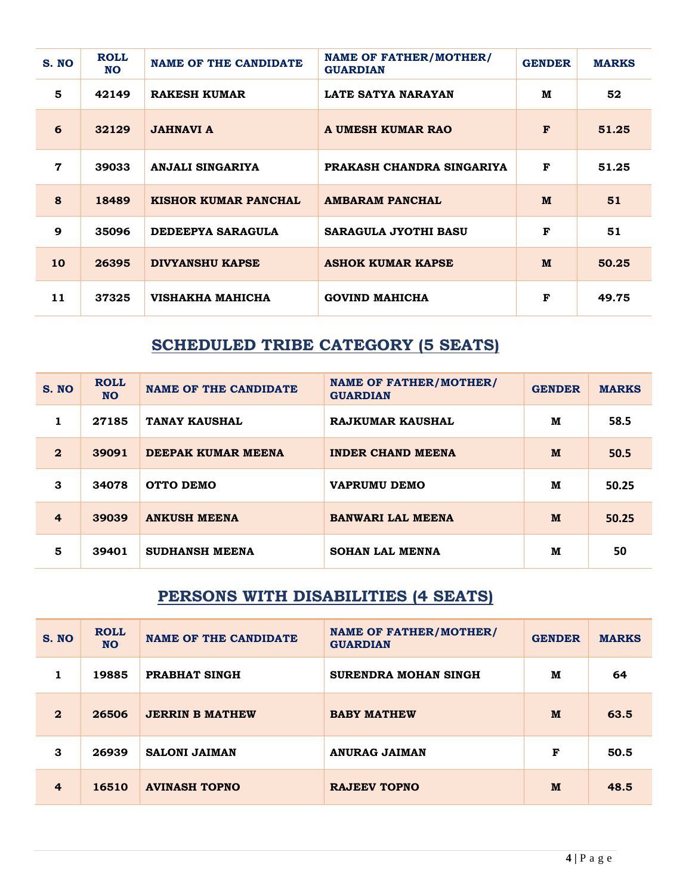| S. NO | ROLL NO | NAME OF THE CANDIDATE | NAME OF FATHER/MOTHER/ GUARDIAN | GENDER | MARKS |
|---|---|---|---|---|---|
| 5 | 42149 | RAKESH KUMAR | LATE SATYA NARAYAN | M | 52 |
| 6 | 32129 | JAHNAVI A | A UMESH KUMAR RAO | F | 51.25 |
| 7 | 39033 | ANJALI SINGARIYA | PRAKASH CHANDRA SINGARIYA | F | 51.25 |
| 8 | 18489 | KISHOR KUMAR PANCHAL | AMBARAM PANCHAL | M | 51 |
| 9 | 35096 | DEDEEPYA SARAGULA | SARAGULA JYOTHI BASU | F | 51 |
| 10 | 26395 | DIVYANSHU KAPSE | ASHOK KUMAR KAPSE | M | 50.25 |
| 11 | 37325 | VISHAKHA MAHICHA | GOVIND MAHICHA | F | 49.75 |

## SCHEDULED TRIBE CATEGORY (5 SEATS)

| S. NO | ROLL NO | NAME OF THE CANDIDATE | NAME OF FATHER/MOTHER/ GUARDIAN | GENDER | MARKS |
|---|---|---|---|---|---|
| 1 | 27185 | TANAY KAUSHAL | RAJKUMAR KAUSHAL | M | 58.5 |
| 2 | 39091 | DEEPAK KUMAR MEENA | INDER CHAND MEENA | M | 50.5 |
| 3 | 34078 | OTTO DEMO | VAPRUMU DEMO | M | 50.25 |
| 4 | 39039 | ANKUSH MEENA | BANWARI LAL MEENA | M | 50.25 |
| 5 | 39401 | SUDHANSH MEENA | SOHAN LAL MENNA | M | 50 |

## PERSONS WITH DISABILITIES (4 SEATS)

| S. NO | ROLL NO | NAME OF THE CANDIDATE | NAME OF FATHER/MOTHER/ GUARDIAN | GENDER | MARKS |
|---|---|---|---|---|---|
| 1 | 19885 | PRABHAT SINGH | SURENDRA MOHAN SINGH | M | 64 |
| 2 | 26506 | JERRIN B MATHEW | BABY MATHEW | M | 63.5 |
| 3 | 26939 | SALONI JAIMAN | ANURAG JAIMAN | F | 50.5 |
| 4 | 16510 | AVINASH TOPNO | RAJEEV TOPNO | M | 48.5 |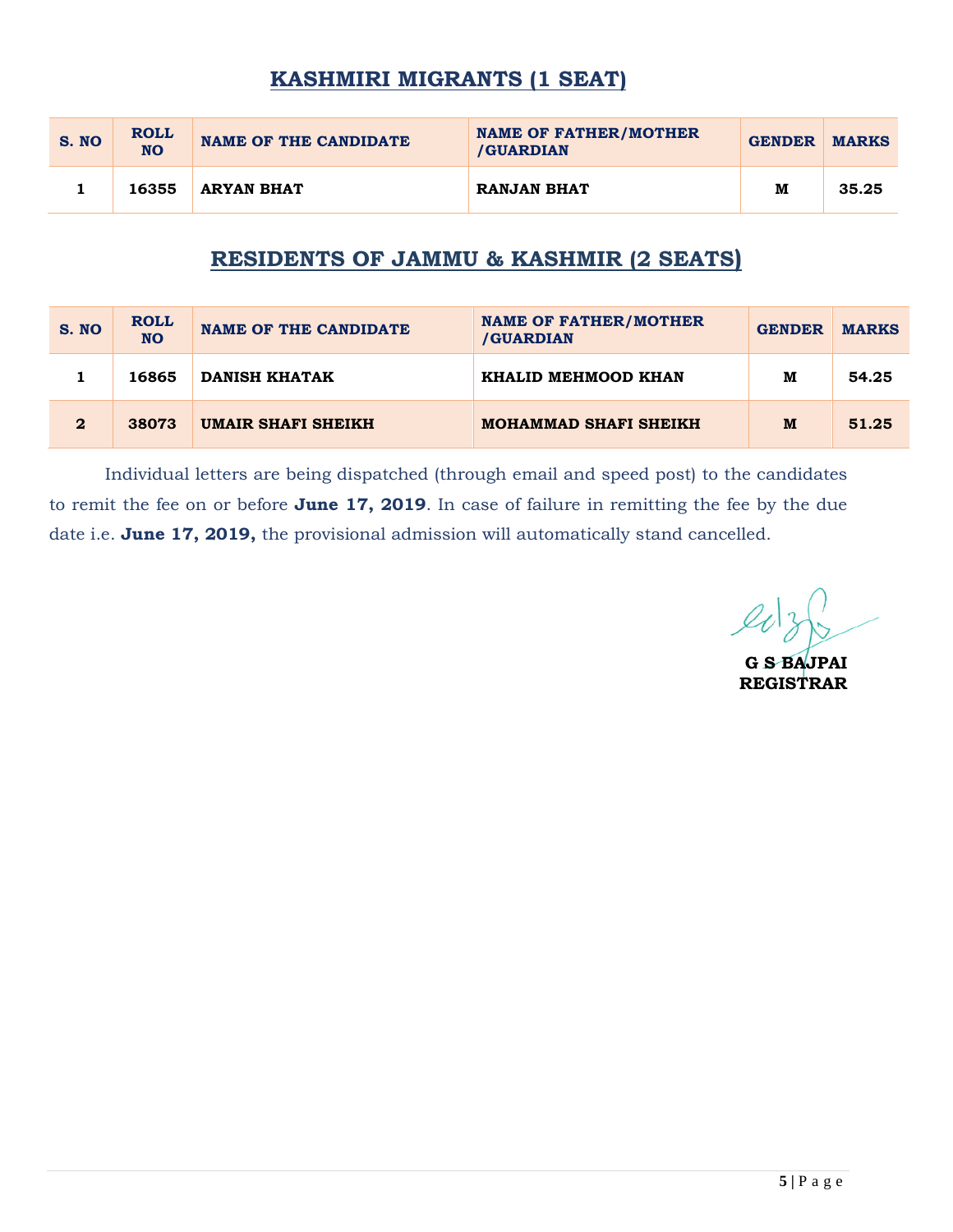## KASHMIRI MIGRANTS (1 SEAT)

| S. NO | ROLL NO | NAME OF THE CANDIDATE | NAME OF FATHER/MOTHER /GUARDIAN | GENDER | MARKS |
|---|---|---|---|---|---|
| 1 | 16355 | ARYAN BHAT | RANJAN BHAT | M | 35.25 |

## RESIDENTS OF JAMMU & KASHMIR (2 SEATS)

| S. NO | ROLL NO | NAME OF THE CANDIDATE | NAME OF FATHER/MOTHER /GUARDIAN | GENDER | MARKS |
|---|---|---|---|---|---|
| 1 | 16865 | DANISH KHATAK | KHALID MEHMOOD KHAN | M | 54.25 |
| 2 | 38073 | UMAIR SHAFI SHEIKH | MOHAMMAD SHAFI SHEIKH | M | 51.25 |

Individual letters are being dispatched (through email and speed post) to the candidates to remit the fee on or before **June 17, 2019**. In case of failure in remitting the fee by the due date i.e. **June 17, 2019,** the provisional admission will automatically stand cancelled.

**G S BAJPAI**
**REGISTRAR**